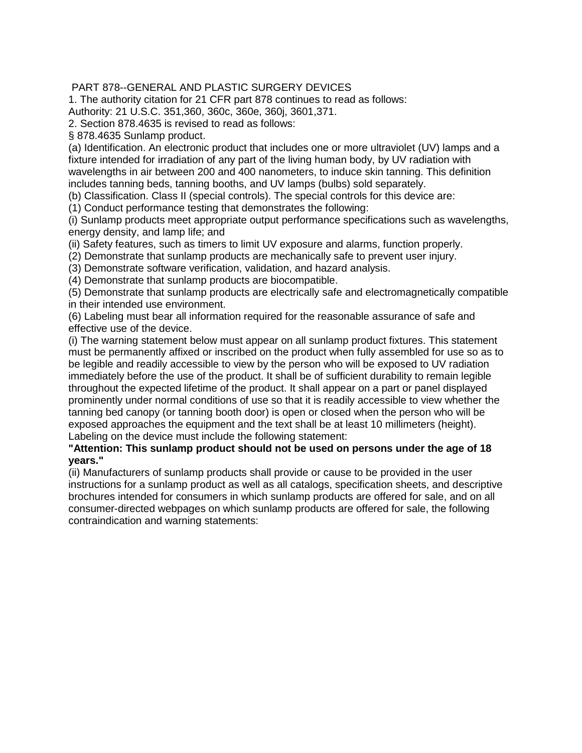PART 878--GENERAL AND PLASTIC SURGERY DEVICES

1. The authority citation for 21 CFR part 878 continues to read as follows:

Authority: 21 U.S.C. 351,360, 360c, 360e, 360j, 3601,371.

2. Section 878.4635 is revised to read as follows:

§ 878.4635 Sunlamp product.

(a) Identification. An electronic product that includes one or more ultraviolet (UV) lamps and a fixture intended for irradiation of any part of the living human body, by UV radiation with wavelengths in air between 200 and 400 nanometers, to induce skin tanning. This definition includes tanning beds, tanning booths, and UV lamps (bulbs) sold separately.

(b) Classification. Class II (special controls). The special controls for this device are:

(1) Conduct performance testing that demonstrates the following:

(i) Sunlamp products meet appropriate output performance specifications such as wavelengths, energy density, and lamp life; and

(ii) Safety features, such as timers to limit UV exposure and alarms, function properly.

(2) Demonstrate that sunlamp products are mechanically safe to prevent user injury.

(3) Demonstrate software verification, validation, and hazard analysis.

(4) Demonstrate that sunlamp products are biocompatible.

(5) Demonstrate that sunlamp products are electrically safe and electromagnetically compatible in their intended use environment.

(6) Labeling must bear all information required for the reasonable assurance of safe and effective use of the device.

(i) The warning statement below must appear on all sunlamp product fixtures. This statement must be permanently affixed or inscribed on the product when fully assembled for use so as to be legible and readily accessible to view by the person who will be exposed to UV radiation immediately before the use of the product. It shall be of sufficient durability to remain legible throughout the expected lifetime of the product. It shall appear on a part or panel displayed prominently under normal conditions of use so that it is readily accessible to view whether the tanning bed canopy (or tanning booth door) is open or closed when the person who will be exposed approaches the equipment and the text shall be at least 10 millimeters (height). Labeling on the device must include the following statement:

**"Attention: This sunlamp product should not be used on persons under the age of 18 years."**

(ii) Manufacturers of sunlamp products shall provide or cause to be provided in the user instructions for a sunlamp product as well as all catalogs, specification sheets, and descriptive brochures intended for consumers in which sunlamp products are offered for sale, and on all consumer-directed webpages on which sunlamp products are offered for sale, the following contraindication and warning statements: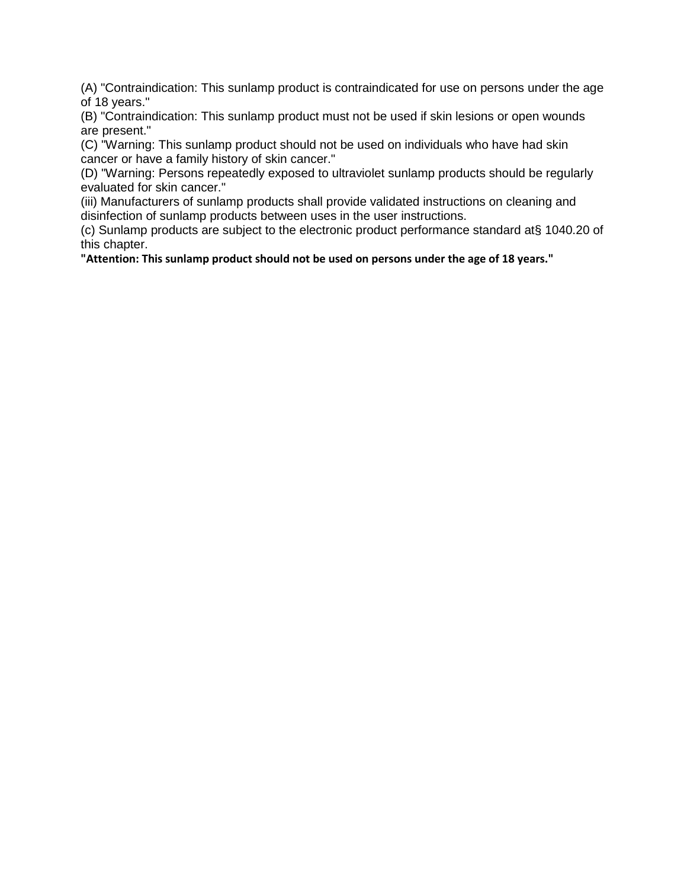(A) "Contraindication: This sunlamp product is contraindicated for use on persons under the age of 18 years."
(B) "Contraindication: This sunlamp product must not be used if skin lesions or open wounds are present."
(C) "Warning: This sunlamp product should not be used on individuals who have had skin cancer or have a family history of skin cancer."
(D) "Warning: Persons repeatedly exposed to ultraviolet sunlamp products should be regularly evaluated for skin cancer."
(iii) Manufacturers of sunlamp products shall provide validated instructions on cleaning and disinfection of sunlamp products between uses in the user instructions.
(c) Sunlamp products are subject to the electronic product performance standard at§ 1040.20 of this chapter.

**"Attention: This sunlamp product should not be used on persons under the age of 18 years."**